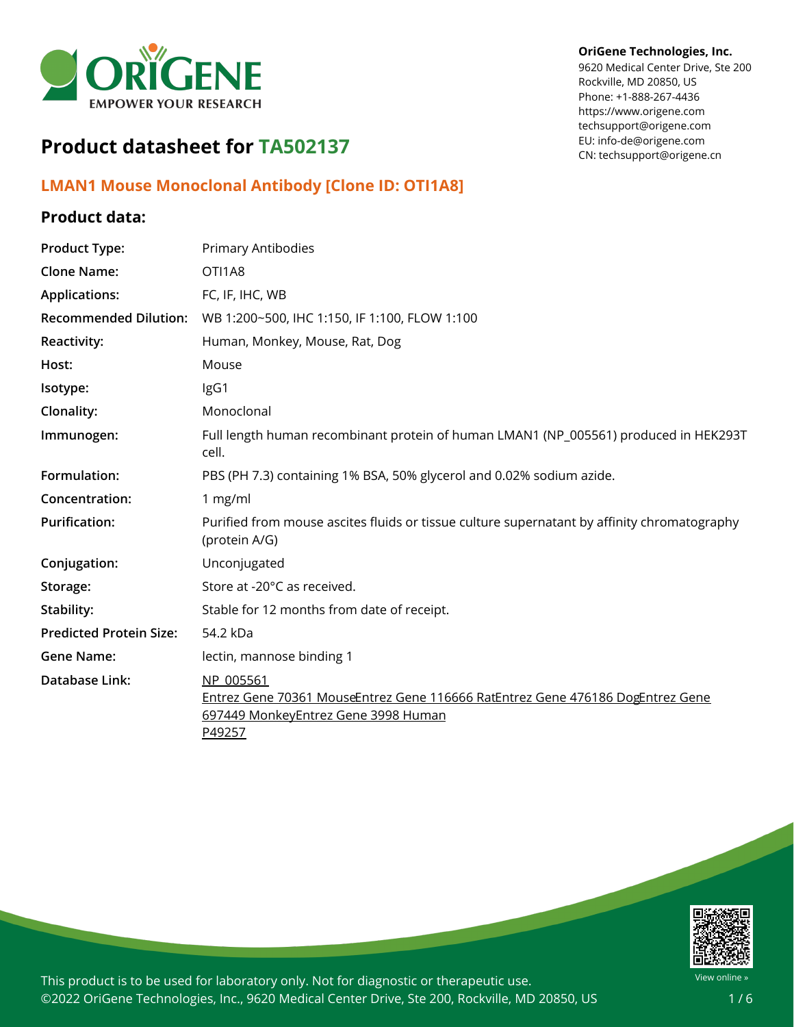OriGene Technologies, Inc.
9620 Medical Center Drive, Ste 200
Rockville, MD 20850, US
Phone: +1-888-267-4436
https://www.origene.com
techsupport@origene.com
EU: info-de@origene.com
CN: techsupport@origene.cn

# Product datasheet for TA502137

## LMAN1 Mouse Monoclonal Antibody [Clone ID: OTI1A8]

### Product data:

| | |
|---|---|
| **Product Type:** | Primary Antibodies |
| **Clone Name:** | OTI1A8 |
| **Applications:** | FC, IF, IHC, WB |
| **Recommended Dilution:** | WB 1:200~500, IHC 1:150, IF 1:100, FLOW 1:100 |
| **Reactivity:** | Human, Monkey, Mouse, Rat, Dog |
| **Host:** | Mouse |
| **Isotype:** | IgG1 |
| **Clonality:** | Monoclonal |
| **Immunogen:** | Full length human recombinant protein of human LMAN1 (NP_005561) produced in HEK293T cell. |
| **Formulation:** | PBS (PH 7.3) containing 1% BSA, 50% glycerol and 0.02% sodium azide. |
| **Concentration:** | 1 mg/ml |
| **Purification:** | Purified from mouse ascites fluids or tissue culture supernatant by affinity chromatography (protein A/G) |
| **Conjugation:** | Unconjugated |
| **Storage:** | Store at -20°C as received. |
| **Stability:** | Stable for 12 months from date of receipt. |
| **Predicted Protein Size:** | 54.2 kDa |
| **Gene Name:** | lectin, mannose binding 1 |
| **Database Link:** | NP_005561<br>Entrez Gene 70361 MouseEntrez Gene 116666 RatEntrez Gene 476186 DogEntrez Gene 697449 MonkeyEntrez Gene 3998 Human<br>P49257 |

This product is to be used for laboratory only. Not for diagnostic or therapeutic use.
©2022 OriGene Technologies, Inc., 9620 Medical Center Drive, Ste 200, Rockville, MD 20850, US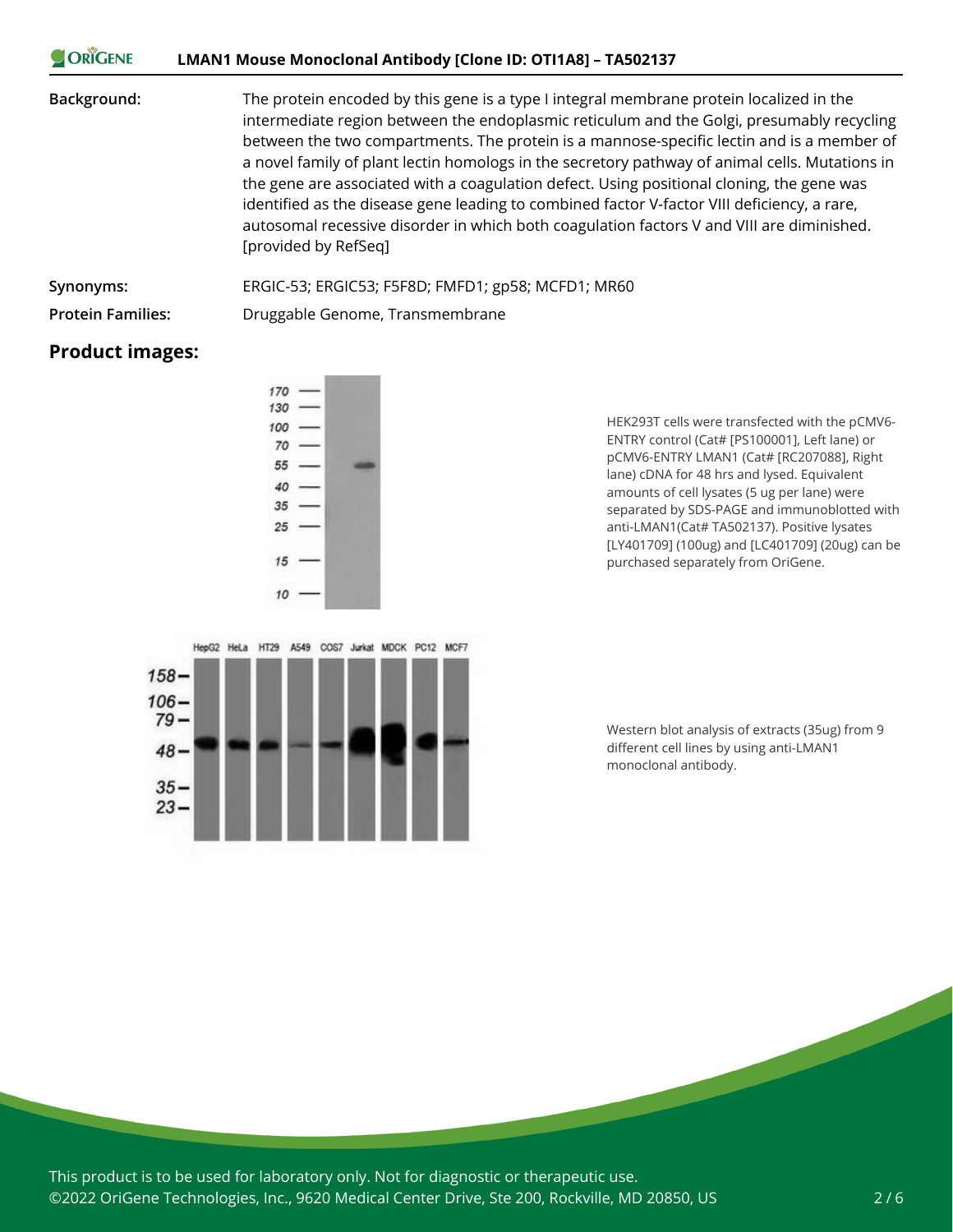**Background:** The protein encoded by this gene is a type I integral membrane protein localized in the intermediate region between the endoplasmic reticulum and the Golgi, presumably recycling between the two compartments. The protein is a mannose-specific lectin and is a member of a novel family of plant lectin homologs in the secretory pathway of animal cells. Mutations in the gene are associated with a coagulation defect. Using positional cloning, the gene was identified as the disease gene leading to combined factor V-factor VIII deficiency, a rare, autosomal recessive disorder in which both coagulation factors V and VIII are diminished. [provided by RefSeq]

**Synonyms:** ERGIC-53; ERGIC53; F5F8D; FMFD1; gp58; MCFD1; MR60

**Protein Families:** Druggable Genome, Transmembrane

## Product images:

HEK293T cells were transfected with the pCMV6-ENTRY control (Cat# [PS100001], Left lane) or pCMV6-ENTRY LMAN1 (Cat# [RC207088], Right lane) cDNA for 48 hrs and lysed. Equivalent amounts of cell lysates (5 ug per lane) were separated by SDS-PAGE and immunoblotted with anti-LMAN1(Cat# TA502137). Positive lysates [LY401709] (100ug) and [LC401709] (20ug) can be purchased separately from OriGene.

Western blot analysis of extracts (35ug) from 9 different cell lines by using anti-LMAN1 monoclonal antibody.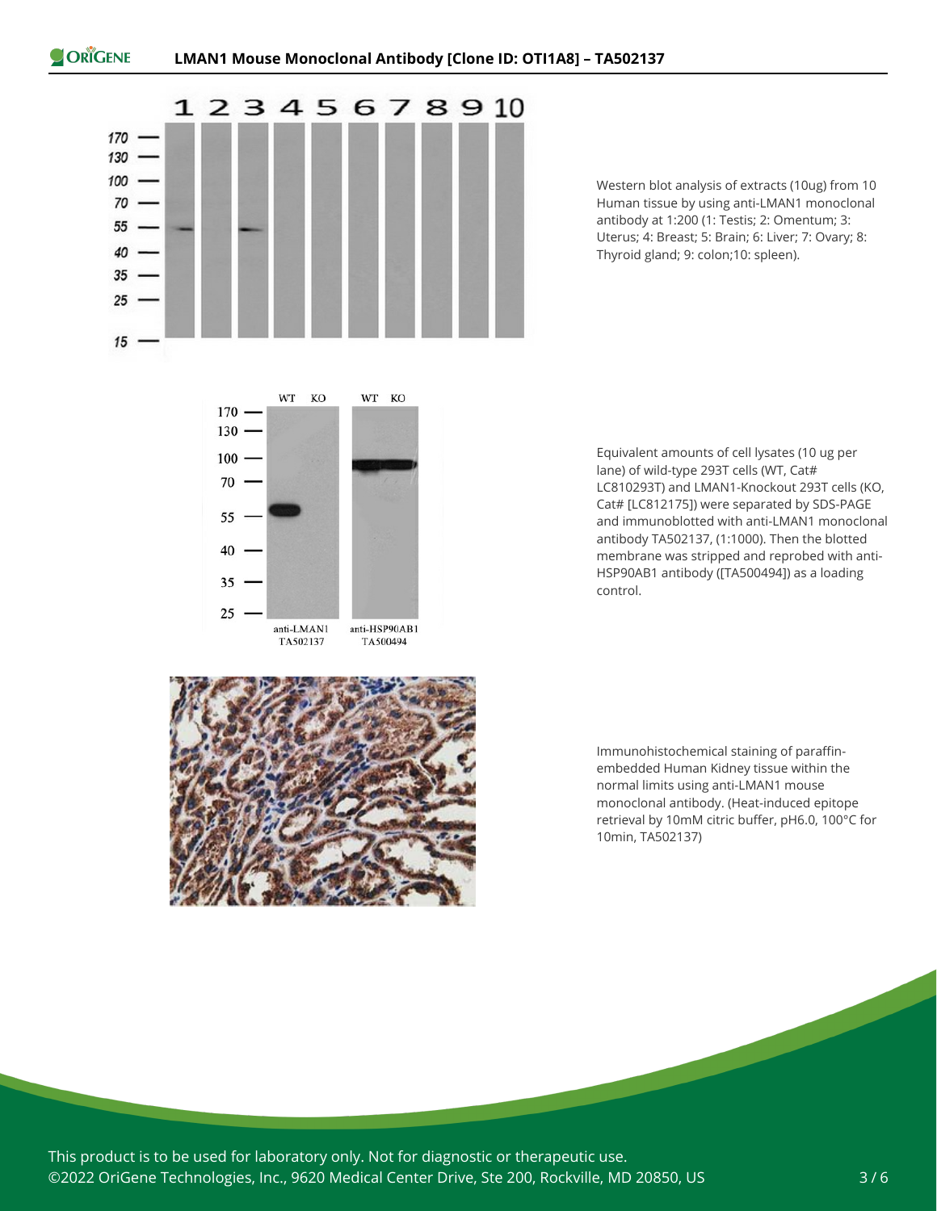Western blot analysis of extracts (10ug) from 10 Human tissue by using anti-LMAN1 monoclonal antibody at 1:200 (1: Testis; 2: Omentum; 3: Uterus; 4: Breast; 5: Brain; 6: Liver; 7: Ovary; 8: Thyroid gland; 9: colon;10: spleen).

Equivalent amounts of cell lysates (10 ug per lane) of wild-type 293T cells (WT, Cat# LC810293T) and LMAN1-Knockout 293T cells (KO, Cat# [LC812175]) were separated by SDS-PAGE and immunoblotted with anti-LMAN1 monoclonal antibody TA502137, (1:1000). Then the blotted membrane was stripped and reprobed with anti-HSP90AB1 antibody ([TA500494]) as a loading control.

Immunohistochemical staining of paraffin-embedded Human Kidney tissue within the normal limits using anti-LMAN1 mouse monoclonal antibody. (Heat-induced epitope retrieval by 10mM citric buffer, pH6.0, 100°C for 10min, TA502137)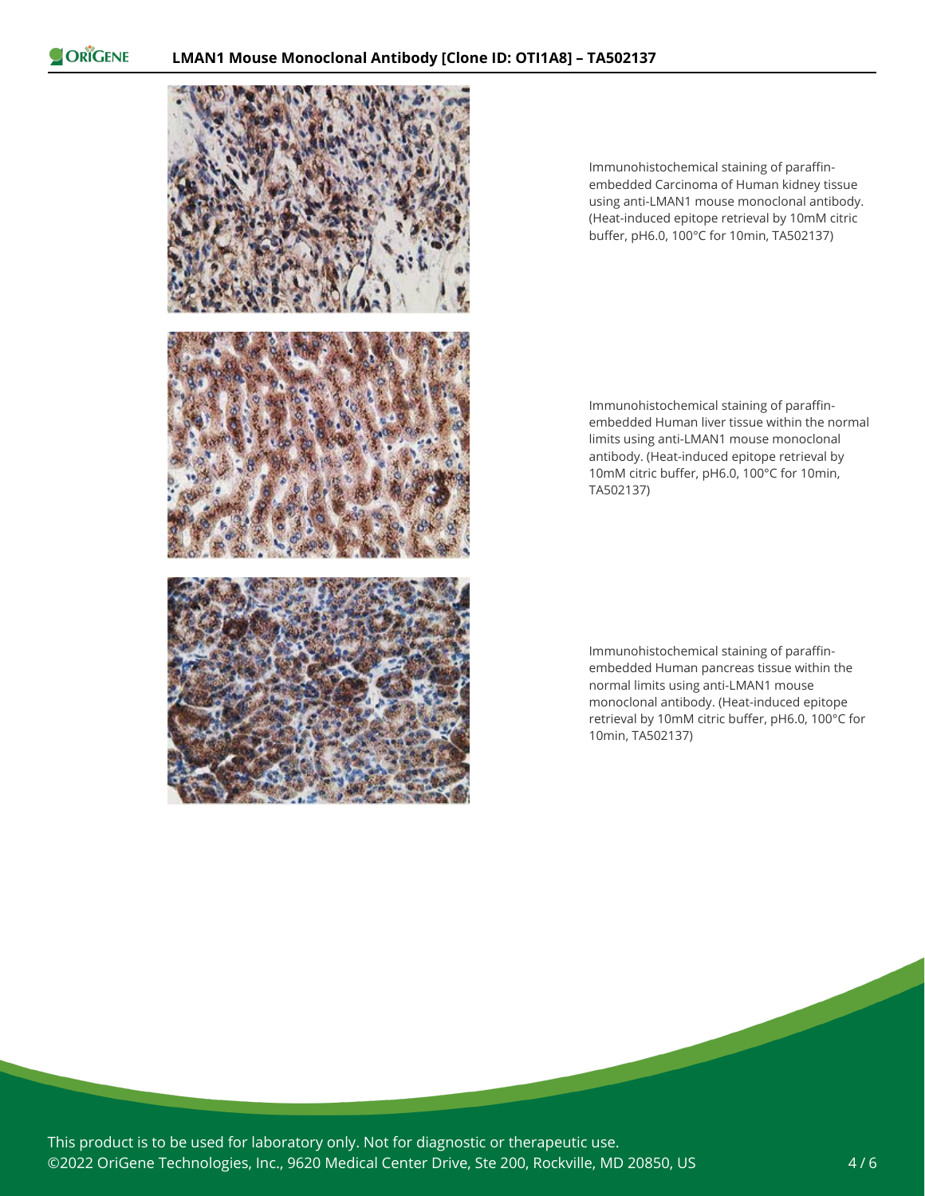Immunohistochemical staining of paraffin-embedded Carcinoma of Human kidney tissue using anti-LMAN1 mouse monoclonal antibody. (Heat-induced epitope retrieval by 10mM citric buffer, pH6.0, 100°C for 10min, TA502137)

Immunohistochemical staining of paraffin-embedded Human liver tissue within the normal limits using anti-LMAN1 mouse monoclonal antibody. (Heat-induced epitope retrieval by 10mM citric buffer, pH6.0, 100°C for 10min, TA502137)

Immunohistochemical staining of paraffin-embedded Human pancreas tissue within the normal limits using anti-LMAN1 mouse monoclonal antibody. (Heat-induced epitope retrieval by 10mM citric buffer, pH6.0, 100°C for 10min, TA502137)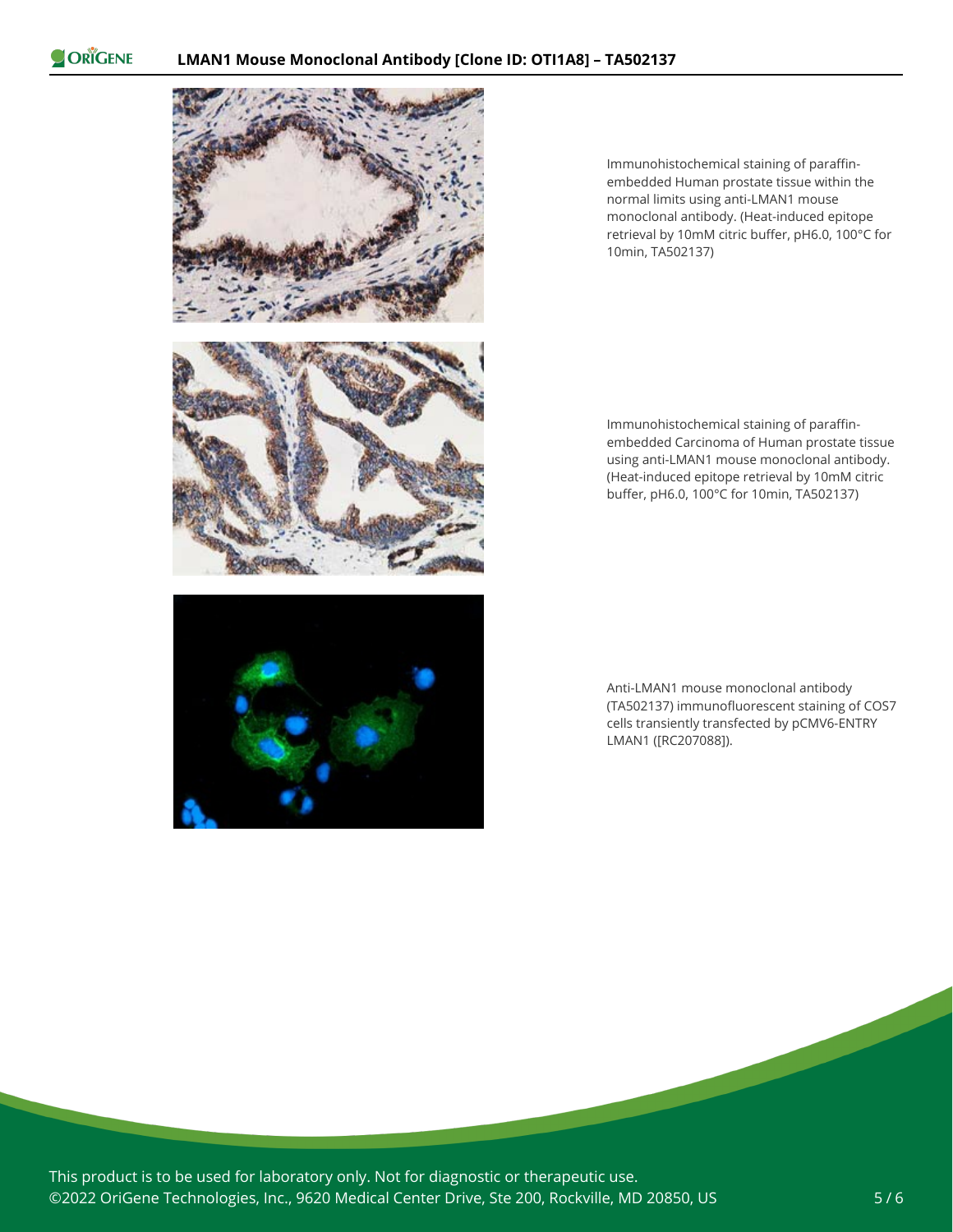Immunohistochemical staining of paraffin-embedded Human prostate tissue within the normal limits using anti-LMAN1 mouse monoclonal antibody. (Heat-induced epitope retrieval by 10mM citric buffer, pH6.0, 100°C for 10min, TA502137)

Immunohistochemical staining of paraffin-embedded Carcinoma of Human prostate tissue using anti-LMAN1 mouse monoclonal antibody. (Heat-induced epitope retrieval by 10mM citric buffer, pH6.0, 100°C for 10min, TA502137)

Anti-LMAN1 mouse monoclonal antibody (TA502137) immunofluorescent staining of COS7 cells transiently transfected by pCMV6-ENTRY LMAN1 ([RC207088]).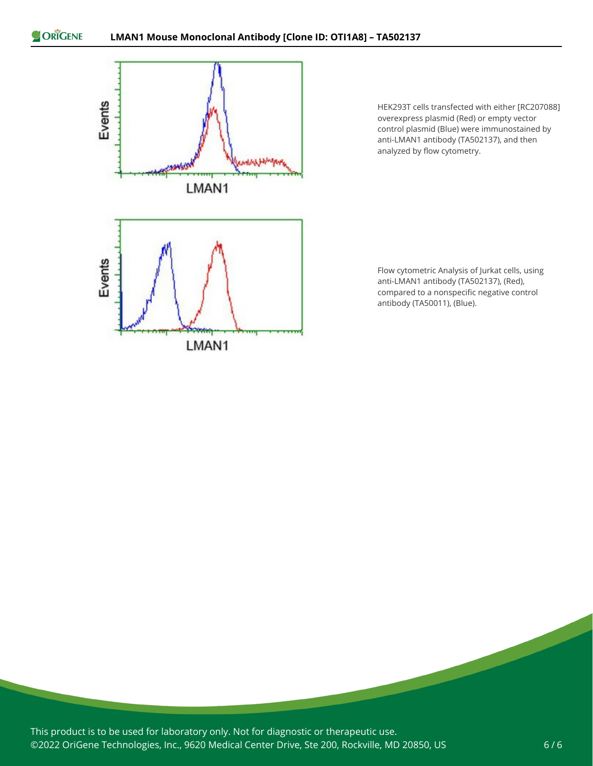Events

LMAN1

HEK293T cells transfected with either [RC207088] overexpress plasmid (Red) or empty vector control plasmid (Blue) were immunostained by anti-LMAN1 antibody (TA502137), and then analyzed by flow cytometry.

Events

LMAN1

Flow cytometric Analysis of Jurkat cells, using anti-LMAN1 antibody (TA502137), (Red), compared to a nonspecific negative control antibody (TA50011), (Blue).